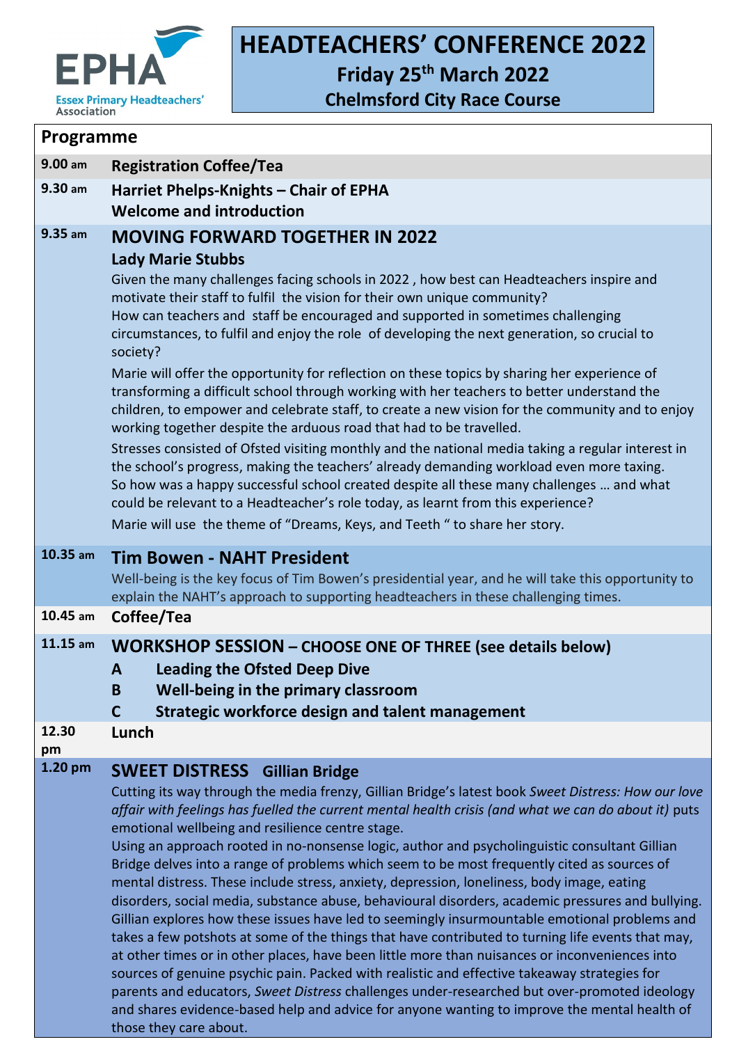EPHA

Essex Primary Headteachers' Association

# HEADTEACHERS' CONFERENCE 2022

**Friday 25th March 2022**

**Chelmsford City Race Course**

## Programme

**9.00 am** **Registration Coffee/Tea**

**9.30 am** **Harriet Phelps-Knights – Chair of EPHA**
**Welcome and introduction**

**9.35 am**

### MOVING FORWARD TOGETHER IN 2022

**Lady Marie Stubbs**

Given the many challenges facing schools in 2022 , how best can Headteachers inspire and motivate their staff to fulfil the vision for their own unique community?
How can teachers and staff be encouraged and supported in sometimes challenging circumstances, to fulfil and enjoy the role of developing the next generation, so crucial to society?

Marie will offer the opportunity for reflection on these topics by sharing her experience of transforming a difficult school through working with her teachers to better understand the children, to empower and celebrate staff, to create a new vision for the community and to enjoy working together despite the arduous road that had to be travelled.

Stresses consisted of Ofsted visiting monthly and the national media taking a regular interest in the school's progress, making the teachers' already demanding workload even more taxing.
So how was a happy successful school created despite all these many challenges … and what could be relevant to a Headteacher's role today, as learnt from this experience?

Marie will use the theme of "Dreams, Keys, and Teeth " to share her story.

**10.35 am**

### Tim Bowen - NAHT President

Well-being is the key focus of Tim Bowen's presidential year, and he will take this opportunity to explain the NAHT's approach to supporting headteachers in these challenging times.

**10.45 am** **Coffee/Tea**

**11.15 am**

### WORKSHOP SESSION – CHOOSE ONE OF THREE (see details below)

**A** **Leading the Ofsted Deep Dive**
**B** **Well-being in the primary classroom**
**C** **Strategic workforce design and talent management**

**12.30 pm** **Lunch**

**1.20 pm**

### SWEET DISTRESS Gillian Bridge

Cutting its way through the media frenzy, Gillian Bridge's latest book *Sweet Distress: How our love affair with feelings has fuelled the current mental health crisis (and what we can do about it)* puts emotional wellbeing and resilience centre stage.
Using an approach rooted in no-nonsense logic, author and psycholinguistic consultant Gillian Bridge delves into a range of problems which seem to be most frequently cited as sources of mental distress. These include stress, anxiety, depression, loneliness, body image, eating disorders, social media, substance abuse, behavioural disorders, academic pressures and bullying. Gillian explores how these issues have led to seemingly insurmountable emotional problems and takes a few potshots at some of the things that have contributed to turning life events that may, at other times or in other places, have been little more than nuisances or inconveniences into sources of genuine psychic pain. Packed with realistic and effective takeaway strategies for parents and educators, *Sweet Distress* challenges under-researched but over-promoted ideology and shares evidence-based help and advice for anyone wanting to improve the mental health of those they care about.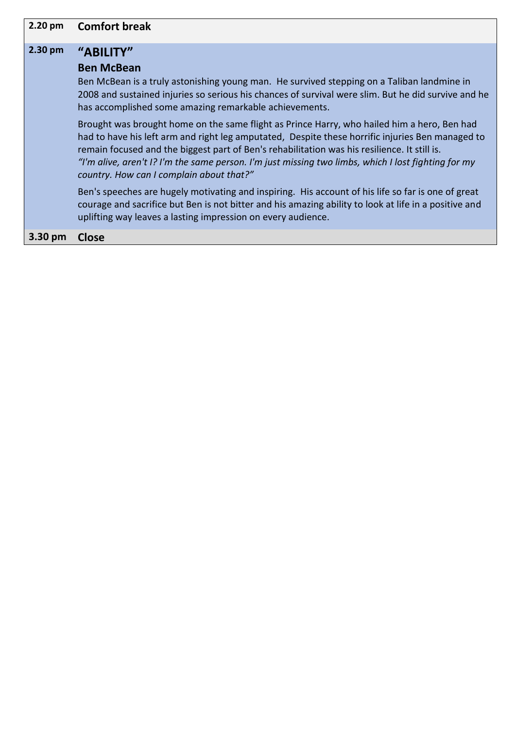| | |
|---|---|
| **2.20 pm** | **Comfort break** |
| **2.30 pm** | **"ABILITY"**<br>**Ben McBean**<br>Ben McBean is a truly astonishing young man. He survived stepping on a Taliban landmine in 2008 and sustained injuries so serious his chances of survival were slim. But he did survive and he has accomplished some amazing remarkable achievements.<br><br>Brought was brought home on the same flight as Prince Harry, who hailed him a hero, Ben had had to have his left arm and right leg amputated, Despite these horrific injuries Ben managed to remain focused and the biggest part of Ben's rehabilitation was his resilience. It still is.<br>*"I'm alive, aren't I? I'm the same person. I'm just missing two limbs, which I lost fighting for my country. How can I complain about that?"*<br><br>Ben's speeches are hugely motivating and inspiring. His account of his life so far is one of great courage and sacrifice but Ben is not bitter and his amazing ability to look at life in a positive and uplifting way leaves a lasting impression on every audience. |
| **3.30 pm** | **Close** |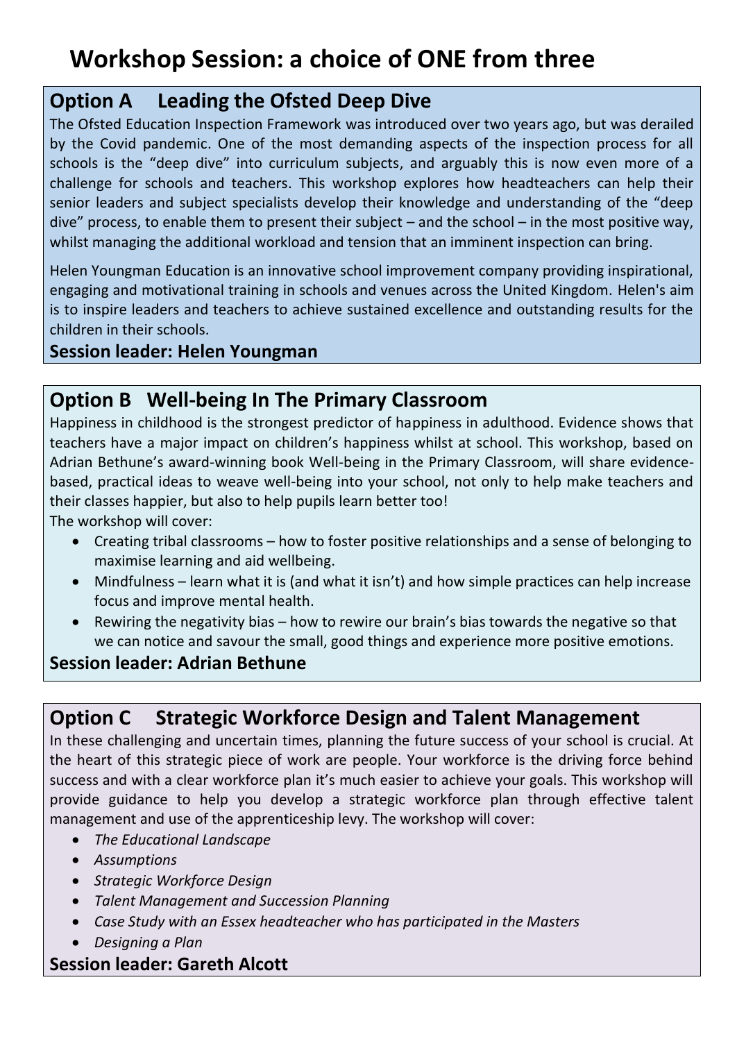# Workshop Session: a choice of ONE from three

## Option A Leading the Ofsted Deep Dive

The Ofsted Education Inspection Framework was introduced over two years ago, but was derailed by the Covid pandemic. One of the most demanding aspects of the inspection process for all schools is the "deep dive" into curriculum subjects, and arguably this is now even more of a challenge for schools and teachers. This workshop explores how headteachers can help their senior leaders and subject specialists develop their knowledge and understanding of the "deep dive" process, to enable them to present their subject – and the school – in the most positive way, whilst managing the additional workload and tension that an imminent inspection can bring.

Helen Youngman Education is an innovative school improvement company providing inspirational, engaging and motivational training in schools and venues across the United Kingdom. Helen's aim is to inspire leaders and teachers to achieve sustained excellence and outstanding results for the children in their schools.

**Session leader: Helen Youngman**

## Option B Well-being In The Primary Classroom

Happiness in childhood is the strongest predictor of happiness in adulthood. Evidence shows that teachers have a major impact on children's happiness whilst at school. This workshop, based on Adrian Bethune's award-winning book Well-being in the Primary Classroom, will share evidence-based, practical ideas to weave well-being into your school, not only to help make teachers and their classes happier, but also to help pupils learn better too!

The workshop will cover:

- Creating tribal classrooms – how to foster positive relationships and a sense of belonging to maximise learning and aid wellbeing.
- Mindfulness – learn what it is (and what it isn't) and how simple practices can help increase focus and improve mental health.
- Rewiring the negativity bias – how to rewire our brain's bias towards the negative so that we can notice and savour the small, good things and experience more positive emotions.

**Session leader: Adrian Bethune**

## Option C Strategic Workforce Design and Talent Management

In these challenging and uncertain times, planning the future success of your school is crucial. At the heart of this strategic piece of work are people. Your workforce is the driving force behind success and with a clear workforce plan it's much easier to achieve your goals. This workshop will provide guidance to help you develop a strategic workforce plan through effective talent management and use of the apprenticeship levy. The workshop will cover:

- *The Educational Landscape*
- *Assumptions*
- *Strategic Workforce Design*
- *Talent Management and Succession Planning*
- *Case Study with an Essex headteacher who has participated in the Masters*
- *Designing a Plan*

**Session leader: Gareth Alcott**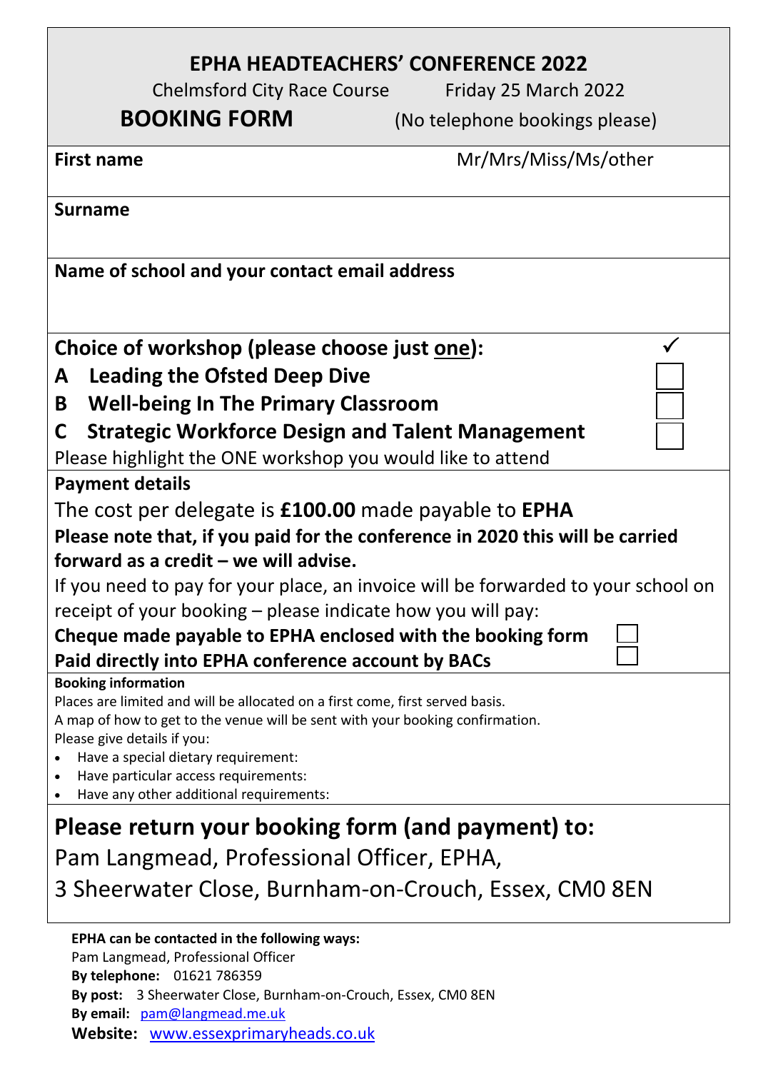# EPHA HEADTEACHERS' CONFERENCE 2022

Chelmsford City Race Course Friday 25 March 2022

## BOOKING FORM

(No telephone bookings please)

**First name** Mr/Mrs/Miss/Ms/other

**Surname**

**Name of school and your contact email address**

| **Choice of workshop (please choose just <u>one</u>):** | ✓ |
|---|---|
| **A Leading the Ofsted Deep Dive** | ☐ |
| **B Well-being In The Primary Classroom** | ☐ |
| **C Strategic Workforce Design and Talent Management** | ☐ |

Please highlight the ONE workshop you would like to attend

**Payment details**

The cost per delegate is **£100.00** made payable to **EPHA**

**Please note that, if you paid for the conference in 2020 this will be carried forward as a credit – we will advise.**

If you need to pay for your place, an invoice will be forwarded to your school on receipt of your booking – please indicate how you will pay:

**Cheque made payable to EPHA enclosed with the booking form** ☐

**Paid directly into EPHA conference account by BACs** ☐

**Booking information**

Places are limited and will be allocated on a first come, first served basis.

A map of how to get to the venue will be sent with your booking confirmation.

Please give details if you:

- Have a special dietary requirement:
- Have particular access requirements:
- Have any other additional requirements:

## Please return your booking form (and payment) to:

Pam Langmead, Professional Officer, EPHA,

3 Sheerwater Close, Burnham-on-Crouch, Essex, CM0 8EN

**EPHA can be contacted in the following ways:**

Pam Langmead, Professional Officer

**By telephone:** 01621 786359

**By post:** 3 Sheerwater Close, Burnham-on-Crouch, Essex, CM0 8EN

**By email:** pam@langmead.me.uk

**Website:** www.essexprimaryheads.co.uk